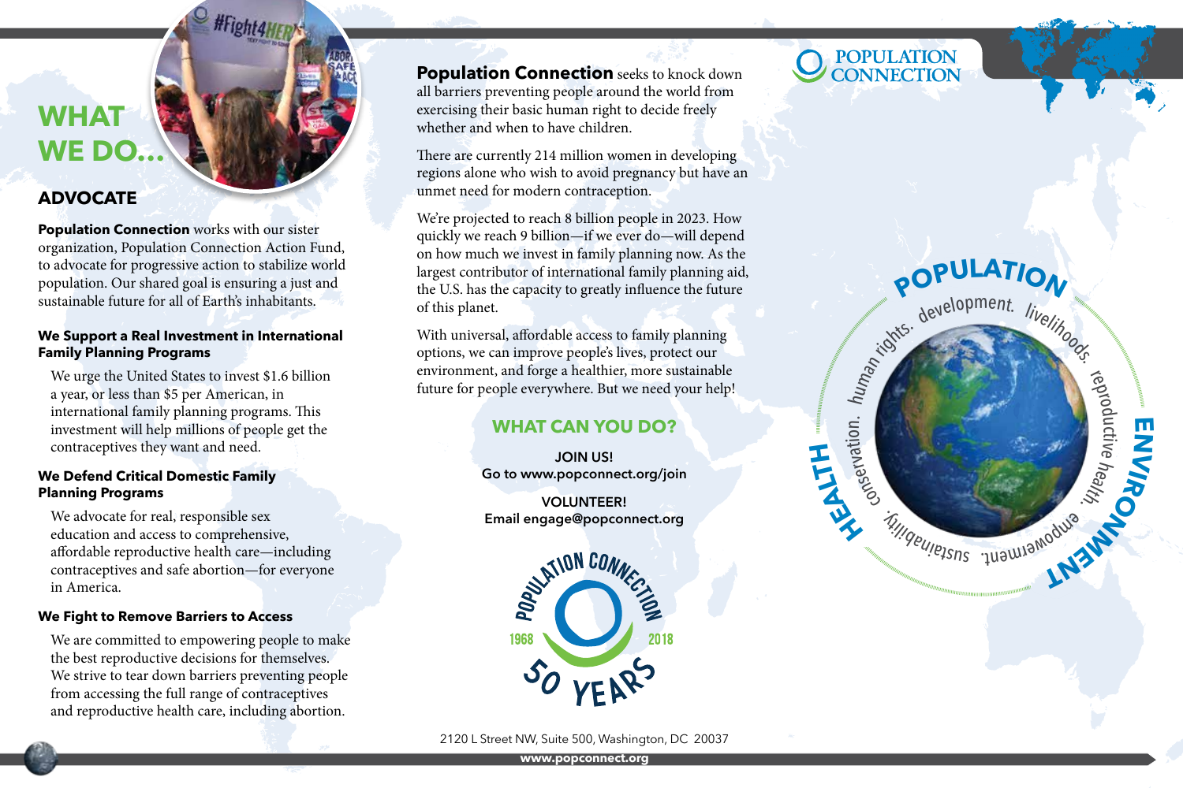# WHAT WE DO...

## ADVOCATE

**Population Connection** works with our sister organization, Population Connection Action Fund, to advocate for progressive action to stabilize world population. Our shared goal is ensuring a just and sustainable future for all of Earth's inhabitants.

### We Support a Real Investment in International Family Planning Programs

We urge the United States to invest $1.6 billion a year, or less than $5 per American, in international family planning programs. This investment will help millions of people get the contraceptives they want and need.

### We Defend Critical Domestic Family Planning Programs

We advocate for real, responsible sex education and access to comprehensive, affordable reproductive health care—including contraceptives and safe abortion—for everyone in America.

### We Fight to Remove Barriers to Access

We are committed to empowering people to make the best reproductive decisions for themselves. We strive to tear down barriers preventing people from accessing the full range of contraceptives and reproductive health care, including abortion.

**Population Connection** seeks to knock down all barriers preventing people around the world from exercising their basic human right to decide freely whether and when to have children.

There are currently 214 million women in developing regions alone who wish to avoid pregnancy but have an unmet need for modern contraception.

We're projected to reach 8 billion people in 2023. How quickly we reach 9 billion—if we ever do—will depend on how much we invest in family planning now. As the largest contributor of international family planning aid, the U.S. has the capacity to greatly influence the future of this planet.

With universal, affordable access to family planning options, we can improve people's lives, protect our environment, and forge a healthier, more sustainable future for people everywhere. But we need your help!

## WHAT CAN YOU DO?

**JOIN US!**
**Go to www.popconnect.org/join**

**VOLUNTEER!**
**Email engage@popconnect.org**

POPULATION CONNECTION 1968 2018 50 YEARS

2120 L Street NW, Suite 500, Washington, DC 20037

**www.popconnect.org**

POPULATION CONNECTION

POPULATION. development. livelihoods. reproductive health. empowerment. sustainability. conservation. human rights.

HEALTH

ENVIRONMENT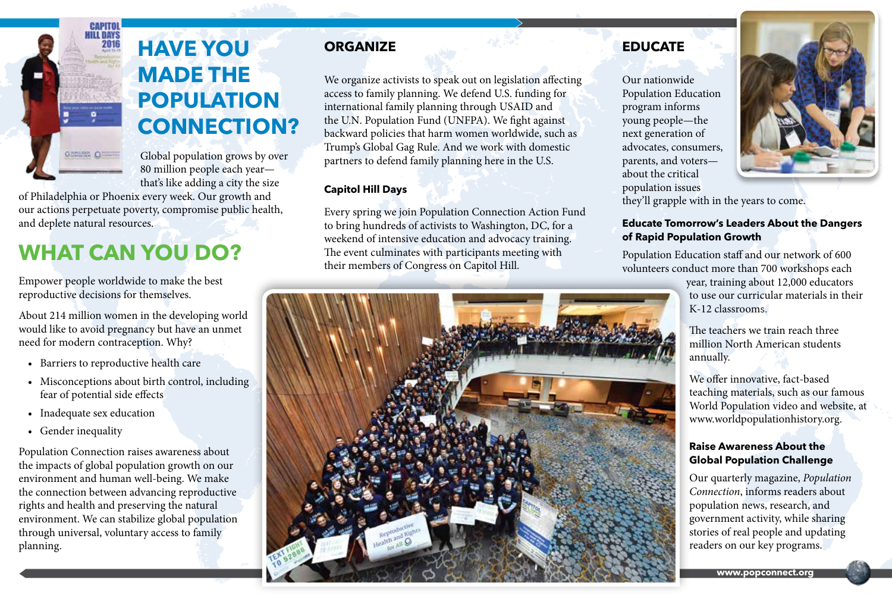# HAVE YOU MADE THE POPULATION CONNECTION?

Global population grows by over 80 million people each year—that's like adding a city the size of Philadelphia or Phoenix every week. Our growth and our actions perpetuate poverty, compromise public health, and deplete natural resources.

# WHAT CAN YOU DO?

Empower people worldwide to make the best reproductive decisions for themselves.

About 214 million women in the developing world would like to avoid pregnancy but have an unmet need for modern contraception. Why?

- Barriers to reproductive health care
- Misconceptions about birth control, including fear of potential side effects
- Inadequate sex education
- Gender inequality

Population Connection raises awareness about the impacts of global population growth on our environment and human well-being. We make the connection between advancing reproductive rights and health and preserving the natural environment. We can stabilize global population through universal, voluntary access to family planning.

## ORGANIZE

We organize activists to speak out on legislation affecting access to family planning. We defend U.S. funding for international family planning through USAID and the U.N. Population Fund (UNFPA). We fight against backward policies that harm women worldwide, such as Trump's Global Gag Rule. And we work with domestic partners to defend family planning here in the U.S.

### Capitol Hill Days

Every spring we join Population Connection Action Fund to bring hundreds of activists to Washington, DC, for a weekend of intensive education and advocacy training. The event culminates with participants meeting with their members of Congress on Capitol Hill.

## EDUCATE

Our nationwide Population Education program informs young people—the next generation of advocates, consumers, parents, and voters—about the critical population issues they'll grapple with in the years to come.

### Educate Tomorrow's Leaders About the Dangers of Rapid Population Growth

Population Education staff and our network of 600 volunteers conduct more than 700 workshops each year, training about 12,000 educators to use our curricular materials in their K-12 classrooms.

The teachers we train reach three million North American students annually.

We offer innovative, fact-based teaching materials, such as our famous World Population video and website, at www.worldpopulationhistory.org.

### Raise Awareness About the Global Population Challenge

Our quarterly magazine, *Population Connection*, informs readers about population news, research, and government activity, while sharing stories of real people and updating readers on our key programs.

www.popconnect.org